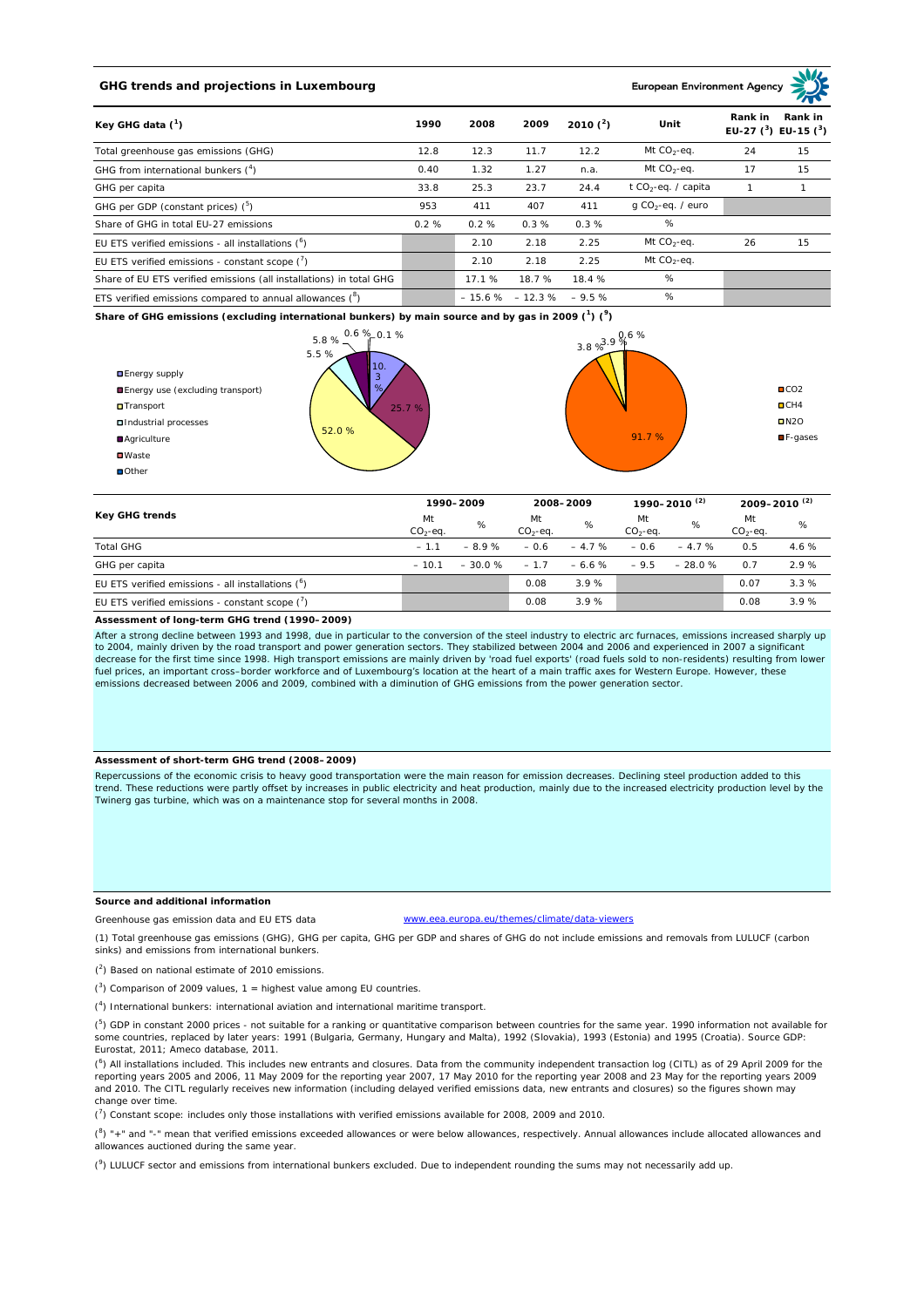## GHG trends and projections in Luxembourg

European Environment Agency

| Key GHG data (1) | 1990 | 2008 | 2009 | 2010 (2) | Unit | Rank in EU-27 (3) | Rank in EU-15 (3) |
|---|---|---|---|---|---|---|---|
| Total greenhouse gas emissions (GHG) | 12.8 | 12.3 | 11.7 | 12.2 | Mt $CO_2$-eq. | 24 | 15 |
| GHG from international bunkers (4) | 0.40 | 1.32 | 1.27 | n.a. | Mt $CO_2$-eq. | 17 | 15 |
| GHG per capita | 33.8 | 25.3 | 23.7 | 24.4 | t $CO_2$-eq. / capita | 1 | 1 |
| GHG per GDP (constant prices) (5) | 953 | 411 | 407 | 411 | g $CO_2$-eq. / euro | | |
| Share of GHG in total EU-27 emissions | 0.2 % | 0.2 % | 0.3 % | 0.3 % | % | | |
| EU ETS verified emissions - all installations (6) | | 2.10 | 2.18 | 2.25 | Mt $CO_2$-eq. | 26 | 15 |
| EU ETS verified emissions - constant scope (7) | | 2.10 | 2.18 | 2.25 | Mt $CO_2$-eq. | | |
| Share of EU ETS verified emissions (all installations) in total GHG | | 17.1 % | 18.7 % | 18.4 % | % | | |
| ETS verified emissions compared to annual allowances (8) | | – 15.6 % | – 12.3 % | – 9.5 % | % | | |

**Share of GHG emissions (excluding international bunkers) by main source and by gas in 2009 (1) (9)**

By main source: Energy supply 10.3 %; Energy use (excluding transport) 25.7 %; Transport 52.0 %; Industrial processes 5.5 %; Agriculture 5.8 %; Waste 0.6 %; Other 0.1 %

By gas: $CO_2$ 91.7 %; $CH_4$ 3.8 %; $N_2O$ 3.9 %; F-gases 0.6 %

| Key GHG trends | 1990–2009 | | 2008–2009 | | 1990–2010 (2) | | 2009–2010 (2) | |
|---|---|---|---|---|---|---|---|---|
| | Mt $CO_2$-eq. | % | Mt $CO_2$-eq. | % | Mt $CO_2$-eq. | % | Mt $CO_2$-eq. | % |
| Total GHG | – 1.1 | – 8.9 % | – 0.6 | – 4.7 % | – 0.6 | – 4.7 % | 0.5 | 4.6 % |
| GHG per capita | – 10.1 | – 30.0 % | – 1.7 | – 6.6 % | – 9.5 | – 28.0 % | 0.7 | 2.9 % |
| EU ETS verified emissions - all installations (6) | | | 0.08 | 3.9 % | | | 0.07 | 3.3 % |
| EU ETS verified emissions - constant scope (7) | | | 0.08 | 3.9 % | | | 0.08 | 3.9 % |

**Assessment of long-term GHG trend (1990–2009)**

After a strong decline between 1993 and 1998, due in particular to the conversion of the steel industry to electric arc furnaces, emissions increased sharply up to 2004, mainly driven by the road transport and power generation sectors. They stabilized between 2004 and 2006 and experienced in 2007 a significant decrease for the first time since 1998. High transport emissions are mainly driven by 'road fuel exports' (road fuels sold to non-residents) resulting from lower fuel prices, an important cross–border workforce and of Luxembourg's location at the heart of a main traffic axes for Western Europe. However, these emissions decreased between 2006 and 2009, combined with a diminution of GHG emissions from the power generation sector.

**Assessment of short-term GHG trend (2008–2009)**

Repercussions of the economic crisis to heavy good transportation were the main reason for emission decreases. Declining steel production added to this trend. These reductions were partly offset by increases in public electricity and heat production, mainly due to the increased electricity production level by the Twinerg gas turbine, which was on a maintenance stop for several months in 2008.

**Source and additional information**

Greenhouse gas emission data and EU ETS data www.eea.europa.eu/themes/climate/data-viewers

(1) Total greenhouse gas emissions (GHG), GHG per capita, GHG per GDP and shares of GHG do not include emissions and removals from LULUCF (carbon sinks) and emissions from international bunkers.

(2) Based on national estimate of 2010 emissions.

(3) Comparison of 2009 values, 1 = highest value among EU countries.

(4) International bunkers: international aviation and international maritime transport.

(5) GDP in constant 2000 prices - not suitable for a ranking or quantitative comparison between countries for the same year. 1990 information not available for some countries, replaced by later years: 1991 (Bulgaria, Germany, Hungary and Malta), 1992 (Slovakia), 1993 (Estonia) and 1995 (Croatia). Source GDP: Eurostat, 2011; Ameco database, 2011.

(6) All installations included. This includes new entrants and closures. Data from the community independent transaction log (CITL) as of 29 April 2009 for the reporting years 2005 and 2006, 11 May 2009 for the reporting year 2007, 17 May 2010 for the reporting year 2008 and 23 May for the reporting years 2009 and 2010. The CITL regularly receives new information (including delayed verified emissions data, new entrants and closures) so the figures shown may change over time.

(7) Constant scope: includes only those installations with verified emissions available for 2008, 2009 and 2010.

(8) "+" and "-" mean that verified emissions exceeded allowances or were below allowances, respectively. Annual allowances include allocated allowances and allowances auctioned during the same year.

(9) LULUCF sector and emissions from international bunkers excluded. Due to independent rounding the sums may not necessarily add up.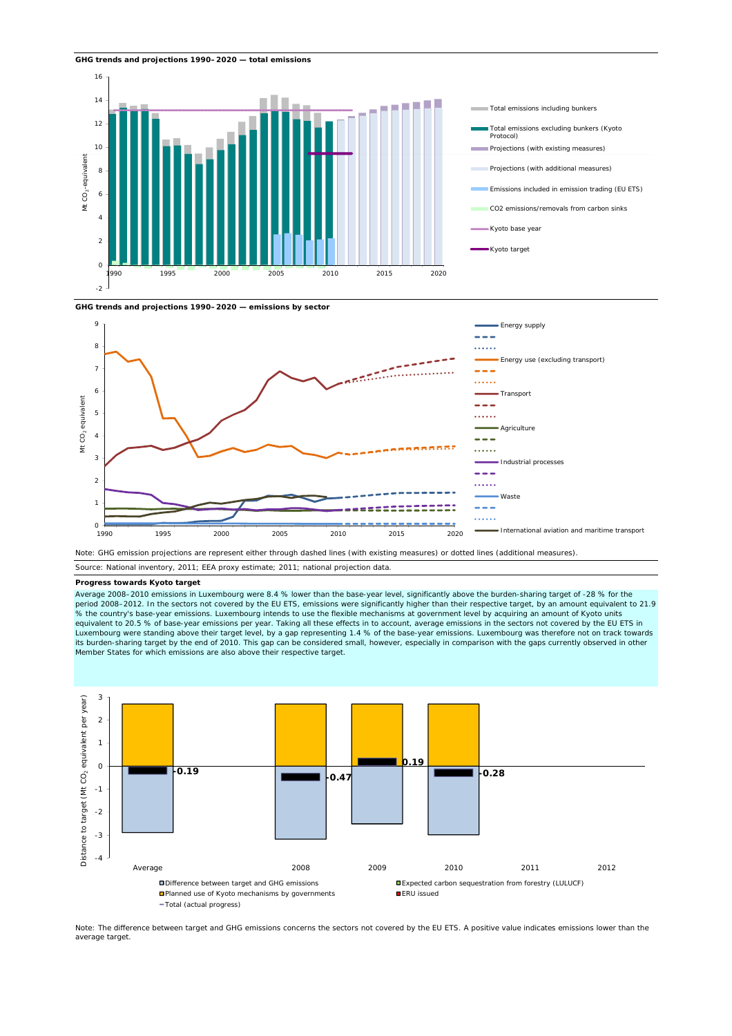**GHG trends and projections 1990–2020 — total emissions**

16
14
12
10
8
6
4
2
0
-2

Mt $CO_2$-equivalent

1990
1995
2000
2005
2010
2015
2020

Total emissions including bunkers
Total emissions excluding bunkers (Kyoto Protocol)
Projections (with existing measures)
Projections (with additional measures)
Emissions included in emission trading (EU ETS)
CO2 emissions/removals from carbon sinks
Kyoto base year
Kyoto target

**GHG trends and projections 1990–2020 — emissions by sector**

9
8
7
6
5
4
3
2
1
0

Mt $CO_2$ equivalent

1990
1995
2000
2005
2010
2015
2020

Energy supply
Energy use (excluding transport)
Transport
Agriculture
Industrial processes
Waste
International aviation and maritime transport

Note: GHG emission projections are represent either through dashed lines (with existing measures) or dotted lines (additional measures).

Source: National inventory, 2011; EEA proxy estimate; 2011; national projection data.

**Progress towards Kyoto target**

Average 2008–2010 emissions in Luxembourg were 8.4 % lower than the base-year level, significantly above the burden-sharing target of -28 % for the period 2008–2012. In the sectors not covered by the EU ETS, emissions were significantly higher than their respective target, by an amount equivalent to 21.9 % the country's base-year emissions. Luxembourg intends to use the flexible mechanisms at government level by acquiring an amount of Kyoto units equivalent to 20.5 % of base-year emissions per year. Taking all these effects in to account, average emissions in the sectors not covered by the EU ETS in Luxembourg were standing above their target level, by a gap representing 1.4 % of the base-year emissions. Luxembourg was therefore not on track towards its burden-sharing target by the end of 2010. This gap can be considered small, however, especially in comparison with the gaps currently observed in other Member States for which emissions are also above their respective target.

3
2
1
0
-1
-2
-3
-4

Distance to target (Mt $CO_2$ equivalent per year)

-0.19
-0.47
0.19
-0.28

Average
2008
2009
2010
2011
2012

Difference between target and GHG emissions
Planned use of Kyoto mechanisms by governments
Total (actual progress)
Expected carbon sequestration from forestry (LULUCF)
ERU issued

Note: The difference between target and GHG emissions concerns the sectors not covered by the EU ETS. A positive value indicates emissions lower than the average target.